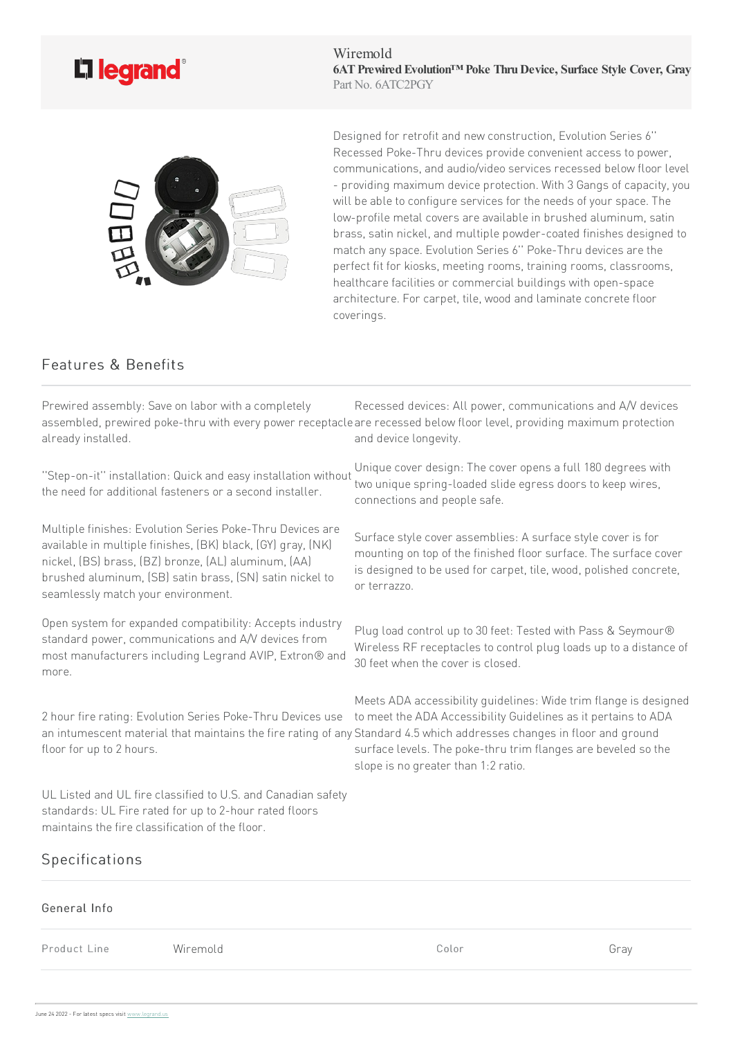Wiremold

**6AT Prewired Evolution™ Poke Thru Device, Surface Style Cover, Gray**

Part No. 6ATC2PGY

Designed for retrofit and new construction, Evolution Series 6'' Recessed Poke-Thru devices provide convenient access to power, communications, and audio/video services recessed below floor level - providing maximum device protection. With 3 Gangs of capacity, you will be able to configure services for the needs of your space. The low-profile metal covers are available in brushed aluminum, satin brass, satin nickel, and multiple powder-coated finishes designed to match any space. Evolution Series 6'' Poke-Thru devices are the perfect fit for kiosks, meeting rooms, training rooms, classrooms, healthcare facilities or commercial buildings with open-space architecture. For carpet, tile, wood and laminate concrete floor coverings.

## Features & Benefits

Prewired assembly: Save on labor with a completely assembled, prewired poke-thru with every power receptacle already installed.

''Step-on-it'' installation: Quick and easy installation without the need for additional fasteners or a second installer.

Multiple finishes: Evolution Series Poke-Thru Devices are available in multiple finishes, (BK) black, (GY) gray, (NK) nickel, (BS) brass, (BZ) bronze, (AL) aluminum, (AA) brushed aluminum, (SB) satin brass, (SN) satin nickel to seamlessly match your environment.

Open system for expanded compatibility: Accepts industry standard power, communications and A/V devices from most manufacturers including Legrand AVIP, Extron® and more.

2 hour fire rating: Evolution Series Poke-Thru Devices use an intumescent material that maintains the fire rating of any floor for up to 2 hours.

UL Listed and UL fire classified to U.S. and Canadian safety standards: UL Fire rated for up to 2-hour rated floors maintains the fire classification of the floor.

Recessed devices: All power, communications and A/V devices are recessed below floor level, providing maximum protection and device longevity.

Unique cover design: The cover opens a full 180 degrees with two unique spring-loaded slide egress doors to keep wires, connections and people safe.

Surface style cover assemblies: A surface style cover is for mounting on top of the finished floor surface. The surface cover is designed to be used for carpet, tile, wood, polished concrete, or terrazzo.

Plug load control up to 30 feet: Tested with Pass & Seymour® Wireless RF receptacles to control plug loads up to a distance of 30 feet when the cover is closed.

Meets ADA accessibility guidelines: Wide trim flange is designed to meet the ADA Accessibility Guidelines as it pertains to ADA Standard 4.5 which addresses changes in floor and ground surface levels. The poke-thru trim flanges are beveled so the slope is no greater than 1:2 ratio.

## Specifications

### General Info

| Product Line | Wiremold | Color | Gray |
|---|---|---|---|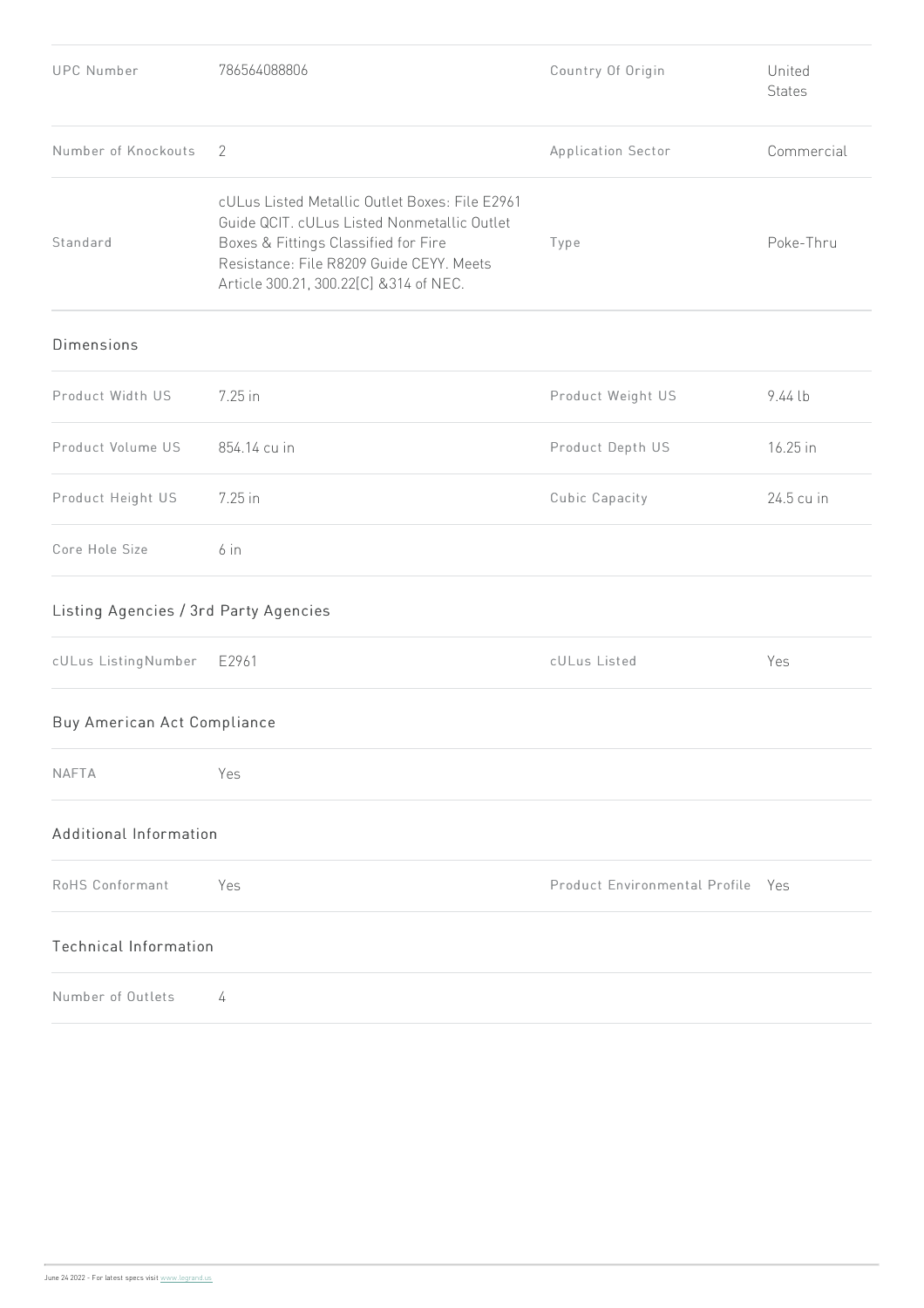| | | | |
|---|---|---|---|
| UPC Number | 786564088806 | Country Of Origin | United States |
| Number of Knockouts | 2 | Application Sector | Commercial |
| Standard | cULus Listed Metallic Outlet Boxes: File E2961 Guide QCIT. cULus Listed Nonmetallic Outlet Boxes & Fittings Classified for Fire Resistance: File R8209 Guide CEYY. Meets Article 300.21, 300.22[C] &314 of NEC. | Type | Poke-Thru |

## Dimensions

| | | | |
|---|---|---|---|
| Product Width US | 7.25 in | Product Weight US | 9.44 lb |
| Product Volume US | 854.14 cu in | Product Depth US | 16.25 in |
| Product Height US | 7.25 in | Cubic Capacity | 24.5 cu in |
| Core Hole Size | 6 in | | |

## Listing Agencies / 3rd Party Agencies

| | | | |
|---|---|---|---|
| cULus ListingNumber | E2961 | cULus Listed | Yes |

## Buy American Act Compliance

| | |
|---|---|
| NAFTA | Yes |

## Additional Information

| | | | |
|---|---|---|---|
| RoHS Conformant | Yes | Product Environmental Profile | Yes |

## Technical Information

| | |
|---|---|
| Number of Outlets | 4 |

June 24 2022 - For latest specs visit www.legrand.us